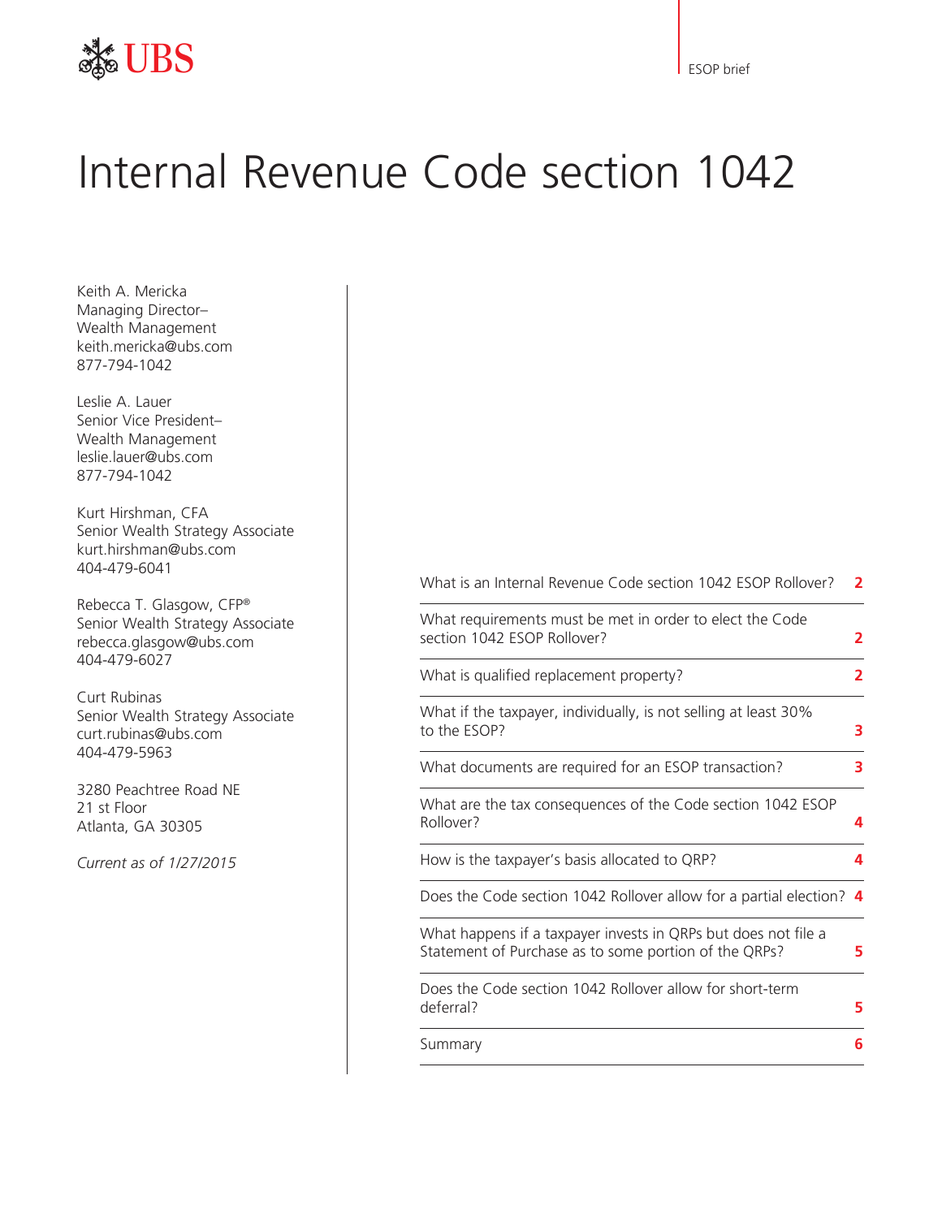UBS

ESOP brief

# Internal Revenue Code section 1042

Keith A. Mericka
Managing Director–
Wealth Management
keith.mericka@ubs.com
877-794-1042

Leslie A. Lauer
Senior Vice President–
Wealth Management
leslie.lauer@ubs.com
877-794-1042

Kurt Hirshman, CFA
Senior Wealth Strategy Associate
kurt.hirshman@ubs.com
404-479-6041

Rebecca T. Glasgow, CFP®
Senior Wealth Strategy Associate
rebecca.glasgow@ubs.com
404-479-6027

Curt Rubinas
Senior Wealth Strategy Associate
curt.rubinas@ubs.com
404-479-5963

3280 Peachtree Road NE
21 st Floor
Atlanta, GA 30305

*Current as of 1/27/2015*

| | |
|---|---|
| What is an Internal Revenue Code section 1042 ESOP Rollover? | **2** |
| What requirements must be met in order to elect the Code section 1042 ESOP Rollover? | **2** |
| What is qualified replacement property? | **2** |
| What if the taxpayer, individually, is not selling at least 30% to the ESOP? | **3** |
| What documents are required for an ESOP transaction? | **3** |
| What are the tax consequences of the Code section 1042 ESOP Rollover? | **4** |
| How is the taxpayer's basis allocated to QRP? | **4** |
| Does the Code section 1042 Rollover allow for a partial election? | **4** |
| What happens if a taxpayer invests in QRPs but does not file a Statement of Purchase as to some portion of the QRPs? | **5** |
| Does the Code section 1042 Rollover allow for short-term deferral? | **5** |
| Summary | **6** |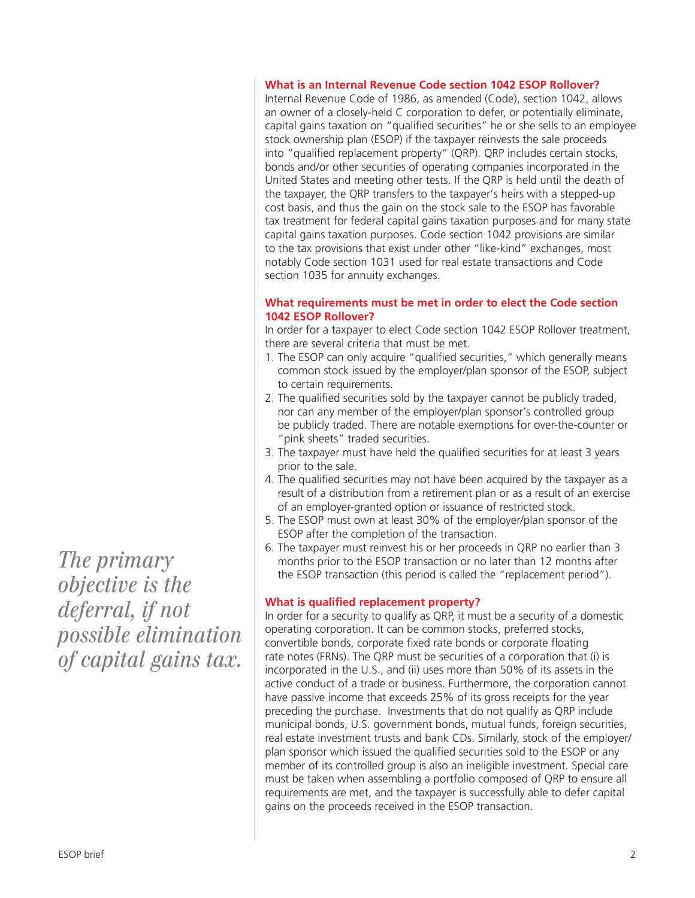### What is an Internal Revenue Code section 1042 ESOP Rollover?

Internal Revenue Code of 1986, as amended (Code), section 1042, allows an owner of a closely-held C corporation to defer, or potentially eliminate, capital gains taxation on "qualified securities" he or she sells to an employee stock ownership plan (ESOP) if the taxpayer reinvests the sale proceeds into "qualified replacement property" (QRP). QRP includes certain stocks, bonds and/or other securities of operating companies incorporated in the United States and meeting other tests. If the QRP is held until the death of the taxpayer, the QRP transfers to the taxpayer's heirs with a stepped-up cost basis, and thus the gain on the stock sale to the ESOP has favorable tax treatment for federal capital gains taxation purposes and for many state capital gains taxation purposes. Code section 1042 provisions are similar to the tax provisions that exist under other "like-kind" exchanges, most notably Code section 1031 used for real estate transactions and Code section 1035 for annuity exchanges.

### What requirements must be met in order to elect the Code section 1042 ESOP Rollover?

In order for a taxpayer to elect Code section 1042 ESOP Rollover treatment, there are several criteria that must be met.

1. The ESOP can only acquire "qualified securities," which generally means common stock issued by the employer/plan sponsor of the ESOP, subject to certain requirements.
2. The qualified securities sold by the taxpayer cannot be publicly traded, nor can any member of the employer/plan sponsor's controlled group be publicly traded. There are notable exemptions for over-the-counter or "pink sheets" traded securities.
3. The taxpayer must have held the qualified securities for at least 3 years prior to the sale.
4. The qualified securities may not have been acquired by the taxpayer as a result of a distribution from a retirement plan or as a result of an exercise of an employer-granted option or issuance of restricted stock.
5. The ESOP must own at least 30% of the employer/plan sponsor of the ESOP after the completion of the transaction.
6. The taxpayer must reinvest his or her proceeds in QRP no earlier than 3 months prior to the ESOP transaction or no later than 12 months after the ESOP transaction (this period is called the "replacement period").

*The primary objective is the deferral, if not possible elimination of capital gains tax.*

### What is qualified replacement property?

In order for a security to qualify as QRP, it must be a security of a domestic operating corporation. It can be common stocks, preferred stocks, convertible bonds, corporate fixed rate bonds or corporate floating rate notes (FRNs). The QRP must be securities of a corporation that (i) is incorporated in the U.S., and (ii) uses more than 50% of its assets in the active conduct of a trade or business. Furthermore, the corporation cannot have passive income that exceeds 25% of its gross receipts for the year preceding the purchase. Investments that do not qualify as QRP include municipal bonds, U.S. government bonds, mutual funds, foreign securities, real estate investment trusts and bank CDs. Similarly, stock of the employer/plan sponsor which issued the qualified securities sold to the ESOP or any member of its controlled group is also an ineligible investment. Special care must be taken when assembling a portfolio composed of QRP to ensure all requirements are met, and the taxpayer is successfully able to defer capital gains on the proceeds received in the ESOP transaction.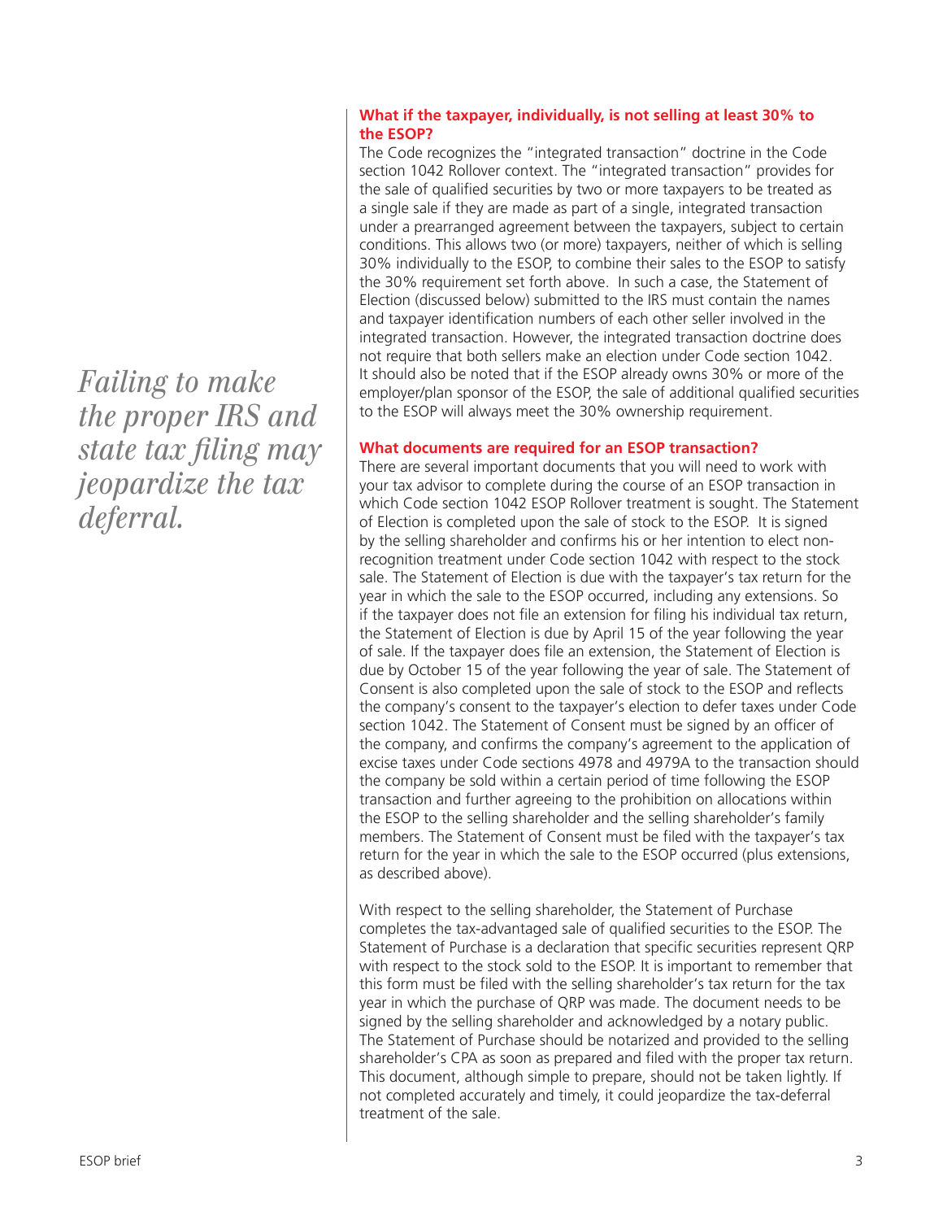*Failing to make the proper IRS and state tax filing may jeopardize the tax deferral.*

**What if the taxpayer, individually, is not selling at least 30% to the ESOP?**

The Code recognizes the "integrated transaction" doctrine in the Code section 1042 Rollover context. The "integrated transaction" provides for the sale of qualified securities by two or more taxpayers to be treated as a single sale if they are made as part of a single, integrated transaction under a prearranged agreement between the taxpayers, subject to certain conditions. This allows two (or more) taxpayers, neither of which is selling 30% individually to the ESOP, to combine their sales to the ESOP to satisfy the 30% requirement set forth above. In such a case, the Statement of Election (discussed below) submitted to the IRS must contain the names and taxpayer identification numbers of each other seller involved in the integrated transaction. However, the integrated transaction doctrine does not require that both sellers make an election under Code section 1042. It should also be noted that if the ESOP already owns 30% or more of the employer/plan sponsor of the ESOP, the sale of additional qualified securities to the ESOP will always meet the 30% ownership requirement.

**What documents are required for an ESOP transaction?**

There are several important documents that you will need to work with your tax advisor to complete during the course of an ESOP transaction in which Code section 1042 ESOP Rollover treatment is sought. The Statement of Election is completed upon the sale of stock to the ESOP. It is signed by the selling shareholder and confirms his or her intention to elect non-recognition treatment under Code section 1042 with respect to the stock sale. The Statement of Election is due with the taxpayer's tax return for the year in which the sale to the ESOP occurred, including any extensions. So if the taxpayer does not file an extension for filing his individual tax return, the Statement of Election is due by April 15 of the year following the year of sale. If the taxpayer does file an extension, the Statement of Election is due by October 15 of the year following the year of sale. The Statement of Consent is also completed upon the sale of stock to the ESOP and reflects the company's consent to the taxpayer's election to defer taxes under Code section 1042. The Statement of Consent must be signed by an officer of the company, and confirms the company's agreement to the application of excise taxes under Code sections 4978 and 4979A to the transaction should the company be sold within a certain period of time following the ESOP transaction and further agreeing to the prohibition on allocations within the ESOP to the selling shareholder and the selling shareholder's family members. The Statement of Consent must be filed with the taxpayer's tax return for the year in which the sale to the ESOP occurred (plus extensions, as described above).

With respect to the selling shareholder, the Statement of Purchase completes the tax-advantaged sale of qualified securities to the ESOP. The Statement of Purchase is a declaration that specific securities represent QRP with respect to the stock sold to the ESOP. It is important to remember that this form must be filed with the selling shareholder's tax return for the tax year in which the purchase of QRP was made. The document needs to be signed by the selling shareholder and acknowledged by a notary public. The Statement of Purchase should be notarized and provided to the selling shareholder's CPA as soon as prepared and filed with the proper tax return. This document, although simple to prepare, should not be taken lightly. If not completed accurately and timely, it could jeopardize the tax-deferral treatment of the sale.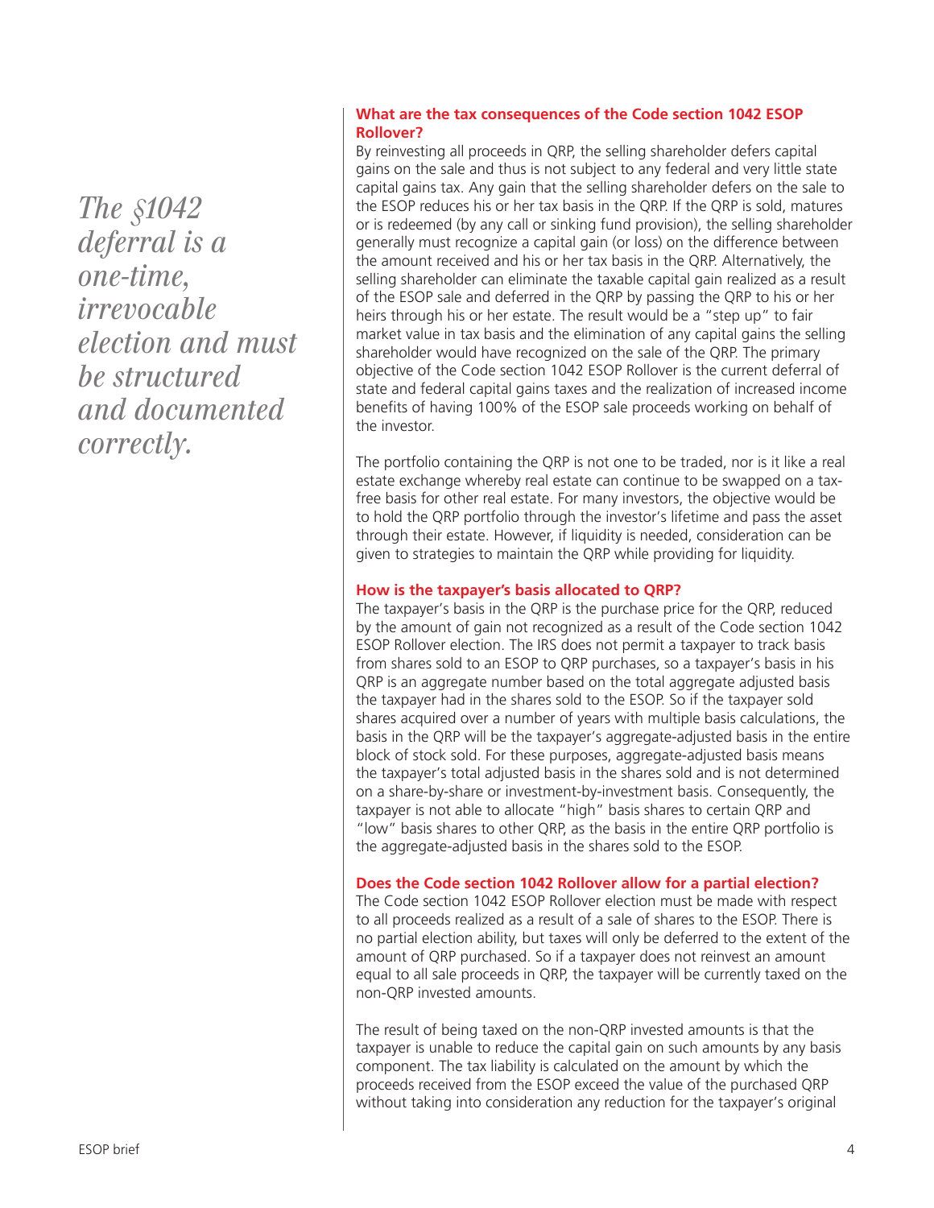*The §1042 deferral is a one-time, irrevocable election and must be structured and documented correctly.*

### What are the tax consequences of the Code section 1042 ESOP Rollover?

By reinvesting all proceeds in QRP, the selling shareholder defers capital gains on the sale and thus is not subject to any federal and very little state capital gains tax. Any gain that the selling shareholder defers on the sale to the ESOP reduces his or her tax basis in the QRP. If the QRP is sold, matures or is redeemed (by any call or sinking fund provision), the selling shareholder generally must recognize a capital gain (or loss) on the difference between the amount received and his or her tax basis in the QRP. Alternatively, the selling shareholder can eliminate the taxable capital gain realized as a result of the ESOP sale and deferred in the QRP by passing the QRP to his or her heirs through his or her estate. The result would be a "step up" to fair market value in tax basis and the elimination of any capital gains the selling shareholder would have recognized on the sale of the QRP. The primary objective of the Code section 1042 ESOP Rollover is the current deferral of state and federal capital gains taxes and the realization of increased income benefits of having 100% of the ESOP sale proceeds working on behalf of the investor.

The portfolio containing the QRP is not one to be traded, nor is it like a real estate exchange whereby real estate can continue to be swapped on a tax-free basis for other real estate. For many investors, the objective would be to hold the QRP portfolio through the investor's lifetime and pass the asset through their estate. However, if liquidity is needed, consideration can be given to strategies to maintain the QRP while providing for liquidity.

### How is the taxpayer's basis allocated to QRP?

The taxpayer's basis in the QRP is the purchase price for the QRP, reduced by the amount of gain not recognized as a result of the Code section 1042 ESOP Rollover election. The IRS does not permit a taxpayer to track basis from shares sold to an ESOP to QRP purchases, so a taxpayer's basis in his QRP is an aggregate number based on the total aggregate adjusted basis the taxpayer had in the shares sold to the ESOP. So if the taxpayer sold shares acquired over a number of years with multiple basis calculations, the basis in the QRP will be the taxpayer's aggregate-adjusted basis in the entire block of stock sold. For these purposes, aggregate-adjusted basis means the taxpayer's total adjusted basis in the shares sold and is not determined on a share-by-share or investment-by-investment basis. Consequently, the taxpayer is not able to allocate "high" basis shares to certain QRP and "low" basis shares to other QRP, as the basis in the entire QRP portfolio is the aggregate-adjusted basis in the shares sold to the ESOP.

### Does the Code section 1042 Rollover allow for a partial election?

The Code section 1042 ESOP Rollover election must be made with respect to all proceeds realized as a result of a sale of shares to the ESOP. There is no partial election ability, but taxes will only be deferred to the extent of the amount of QRP purchased. So if a taxpayer does not reinvest an amount equal to all sale proceeds in QRP, the taxpayer will be currently taxed on the non-QRP invested amounts.

The result of being taxed on the non-QRP invested amounts is that the taxpayer is unable to reduce the capital gain on such amounts by any basis component. The tax liability is calculated on the amount by which the proceeds received from the ESOP exceed the value of the purchased QRP without taking into consideration any reduction for the taxpayer's original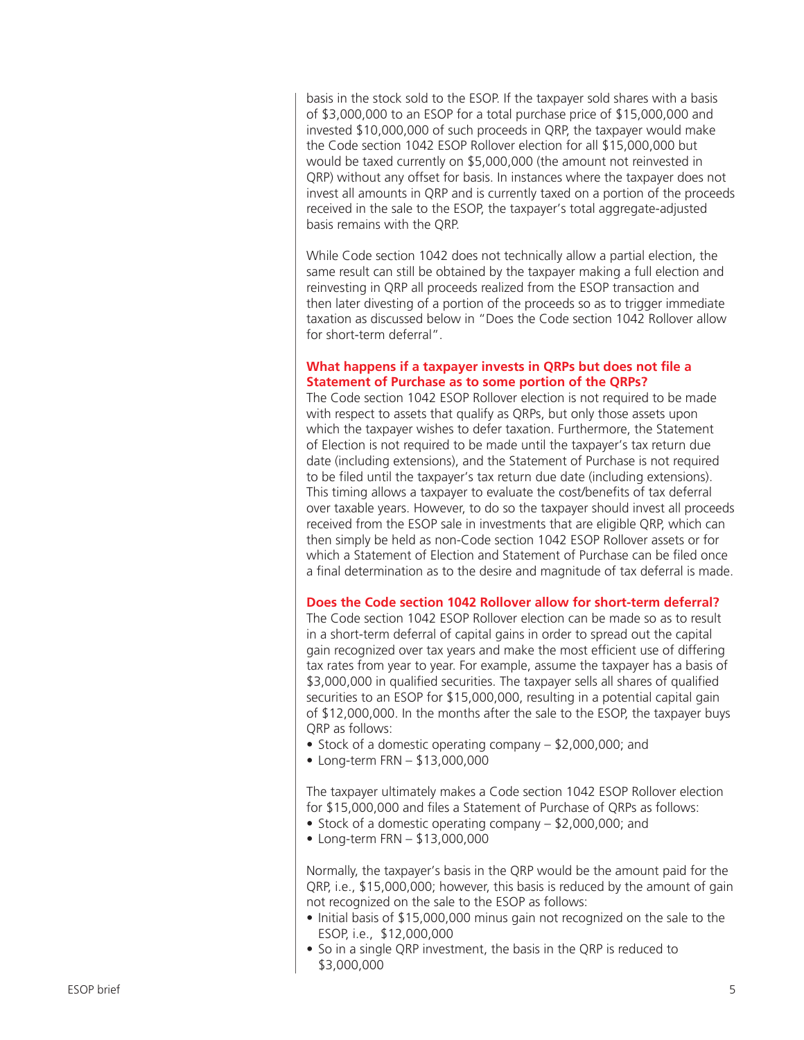basis in the stock sold to the ESOP. If the taxpayer sold shares with a basis of $3,000,000 to an ESOP for a total purchase price of $15,000,000 and invested $10,000,000 of such proceeds in QRP, the taxpayer would make the Code section 1042 ESOP Rollover election for all $15,000,000 but would be taxed currently on $5,000,000 (the amount not reinvested in QRP) without any offset for basis. In instances where the taxpayer does not invest all amounts in QRP and is currently taxed on a portion of the proceeds received in the sale to the ESOP, the taxpayer's total aggregate-adjusted basis remains with the QRP.

While Code section 1042 does not technically allow a partial election, the same result can still be obtained by the taxpayer making a full election and reinvesting in QRP all proceeds realized from the ESOP transaction and then later divesting of a portion of the proceeds so as to trigger immediate taxation as discussed below in "Does the Code section 1042 Rollover allow for short-term deferral".

### What happens if a taxpayer invests in QRPs but does not file a Statement of Purchase as to some portion of the QRPs?

The Code section 1042 ESOP Rollover election is not required to be made with respect to assets that qualify as QRPs, but only those assets upon which the taxpayer wishes to defer taxation. Furthermore, the Statement of Election is not required to be made until the taxpayer's tax return due date (including extensions), and the Statement of Purchase is not required to be filed until the taxpayer's tax return due date (including extensions). This timing allows a taxpayer to evaluate the cost/benefits of tax deferral over taxable years. However, to do so the taxpayer should invest all proceeds received from the ESOP sale in investments that are eligible QRP, which can then simply be held as non-Code section 1042 ESOP Rollover assets or for which a Statement of Election and Statement of Purchase can be filed once a final determination as to the desire and magnitude of tax deferral is made.

### Does the Code section 1042 Rollover allow for short-term deferral?

The Code section 1042 ESOP Rollover election can be made so as to result in a short-term deferral of capital gains in order to spread out the capital gain recognized over tax years and make the most efficient use of differing tax rates from year to year. For example, assume the taxpayer has a basis of $3,000,000 in qualified securities. The taxpayer sells all shares of qualified securities to an ESOP for $15,000,000, resulting in a potential capital gain of $12,000,000. In the months after the sale to the ESOP, the taxpayer buys QRP as follows:

- Stock of a domestic operating company – $2,000,000; and
- Long-term FRN – $13,000,000

The taxpayer ultimately makes a Code section 1042 ESOP Rollover election for $15,000,000 and files a Statement of Purchase of QRPs as follows:

- Stock of a domestic operating company – $2,000,000; and
- Long-term FRN – $13,000,000

Normally, the taxpayer's basis in the QRP would be the amount paid for the QRP, i.e., $15,000,000; however, this basis is reduced by the amount of gain not recognized on the sale to the ESOP as follows:

- Initial basis of $15,000,000 minus gain not recognized on the sale to the ESOP, i.e., $12,000,000
- So in a single QRP investment, the basis in the QRP is reduced to $3,000,000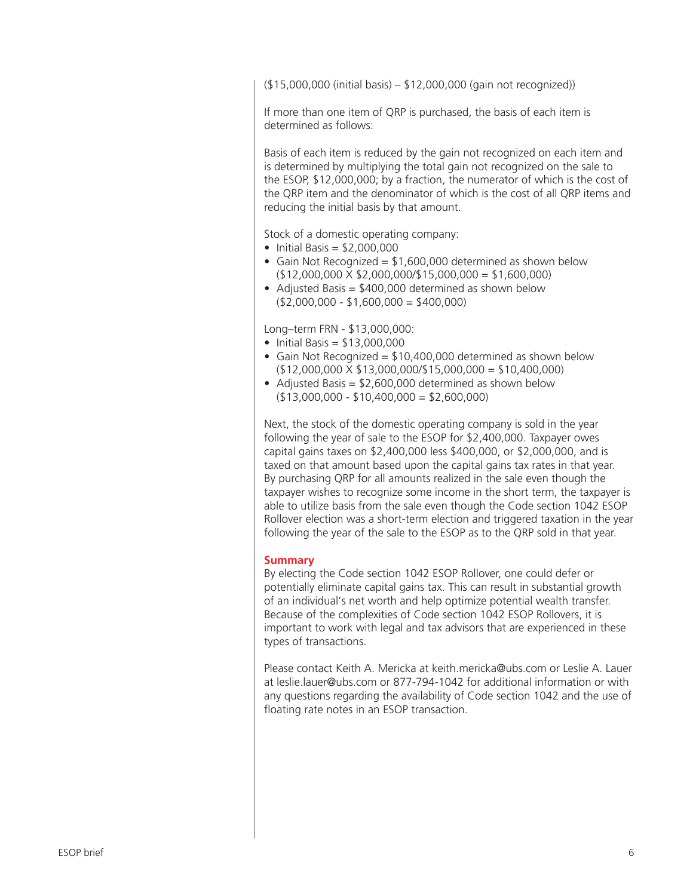($15,000,000 (initial basis) – $12,000,000 (gain not recognized))

If more than one item of QRP is purchased, the basis of each item is determined as follows:

Basis of each item is reduced by the gain not recognized on each item and is determined by multiplying the total gain not recognized on the sale to the ESOP, $12,000,000; by a fraction, the numerator of which is the cost of the QRP item and the denominator of which is the cost of all QRP items and reducing the initial basis by that amount.

Stock of a domestic operating company:

- Initial Basis = $2,000,000
- Gain Not Recognized = $1,600,000 determined as shown below ($12,000,000 X $2,000,000/$15,000,000 = $1,600,000)
- Adjusted Basis = $400,000 determined as shown below ($2,000,000 - $1,600,000 = $400,000)

Long–term FRN - $13,000,000:

- Initial Basis = $13,000,000
- Gain Not Recognized = $10,400,000 determined as shown below ($12,000,000 X $13,000,000/$15,000,000 = $10,400,000)
- Adjusted Basis = $2,600,000 determined as shown below ($13,000,000 - $10,400,000 = $2,600,000)

Next, the stock of the domestic operating company is sold in the year following the year of sale to the ESOP for $2,400,000. Taxpayer owes capital gains taxes on $2,400,000 less $400,000, or $2,000,000, and is taxed on that amount based upon the capital gains tax rates in that year. By purchasing QRP for all amounts realized in the sale even though the taxpayer wishes to recognize some income in the short term, the taxpayer is able to utilize basis from the sale even though the Code section 1042 ESOP Rollover election was a short-term election and triggered taxation in the year following the year of the sale to the ESOP as to the QRP sold in that year.

**Summary**

By electing the Code section 1042 ESOP Rollover, one could defer or potentially eliminate capital gains tax. This can result in substantial growth of an individual's net worth and help optimize potential wealth transfer. Because of the complexities of Code section 1042 ESOP Rollovers, it is important to work with legal and tax advisors that are experienced in these types of transactions.

Please contact Keith A. Mericka at keith.mericka@ubs.com or Leslie A. Lauer at leslie.lauer@ubs.com or 877-794-1042 for additional information or with any questions regarding the availability of Code section 1042 and the use of floating rate notes in an ESOP transaction.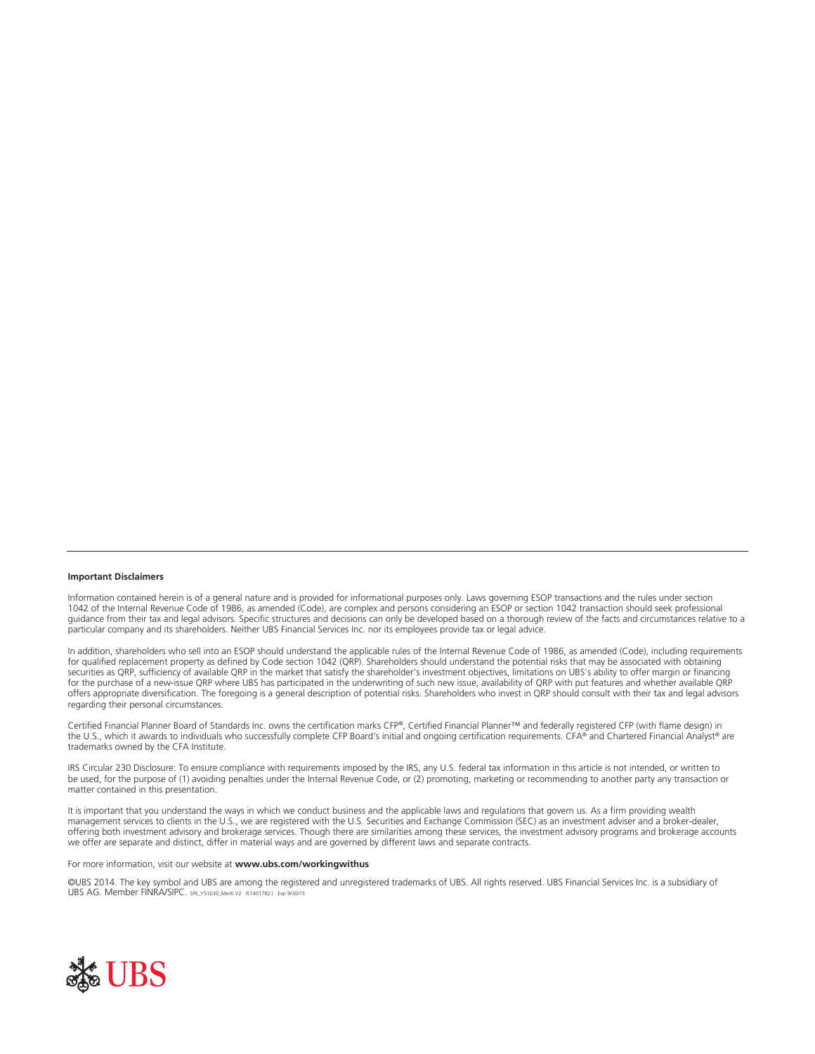**Important Disclaimers**

Information contained herein is of a general nature and is provided for informational purposes only. Laws governing ESOP transactions and the rules under section 1042 of the Internal Revenue Code of 1986, as amended (Code), are complex and persons considering an ESOP or section 1042 transaction should seek professional guidance from their tax and legal advisors. Specific structures and decisions can only be developed based on a thorough review of the facts and circumstances relative to a particular company and its shareholders. Neither UBS Financial Services Inc. nor its employees provide tax or legal advice.

In addition, shareholders who sell into an ESOP should understand the applicable rules of the Internal Revenue Code of 1986, as amended (Code), including requirements for qualified replacement property as defined by Code section 1042 (QRP). Shareholders should understand the potential risks that may be associated with obtaining securities as QRP, sufficiency of available QRP in the market that satisfy the shareholder's investment objectives, limitations on UBS's ability to offer margin or financing for the purchase of a new-issue QRP where UBS has participated in the underwriting of such new issue, availability of QRP with put features and whether available QRP offers appropriate diversification. The foregoing is a general description of potential risks. Shareholders who invest in QRP should consult with their tax and legal advisors regarding their personal circumstances.

Certified Financial Planner Board of Standards Inc. owns the certification marks CFP®, Certified Financial Planner™ and federally registered CFP (with flame design) in the U.S., which it awards to individuals who successfully complete CFP Board's initial and ongoing certification requirements. CFA® and Chartered Financial Analyst® are trademarks owned by the CFA Institute.

IRS Circular 230 Disclosure: To ensure compliance with requirements imposed by the IRS, any U.S. federal tax information in this article is not intended, or written to be used, for the purpose of (1) avoiding penalties under the Internal Revenue Code, or (2) promoting, marketing or recommending to another party any transaction or matter contained in this presentation.

It is important that you understand the ways in which we conduct business and the applicable laws and regulations that govern us. As a firm providing wealth management services to clients in the U.S., we are registered with the U.S. Securities and Exchange Commission (SEC) as an investment adviser and a broker-dealer, offering both investment advisory and brokerage services. Though there are similarities among these services, the investment advisory programs and brokerage accounts we offer are separate and distinct, differ in material ways and are governed by different laws and separate contracts.

For more information, visit our website at **www.ubs.com/workingwithus**

©UBS 2014. The key symbol and UBS are among the registered and unregistered trademarks of UBS. All rights reserved. UBS Financial Services Inc. is a subsidiary of UBS AG. Member FINRA/SIPC. SPE_Y51030_MerK.V2 IS14017821 Exp 9/30/15

UBS